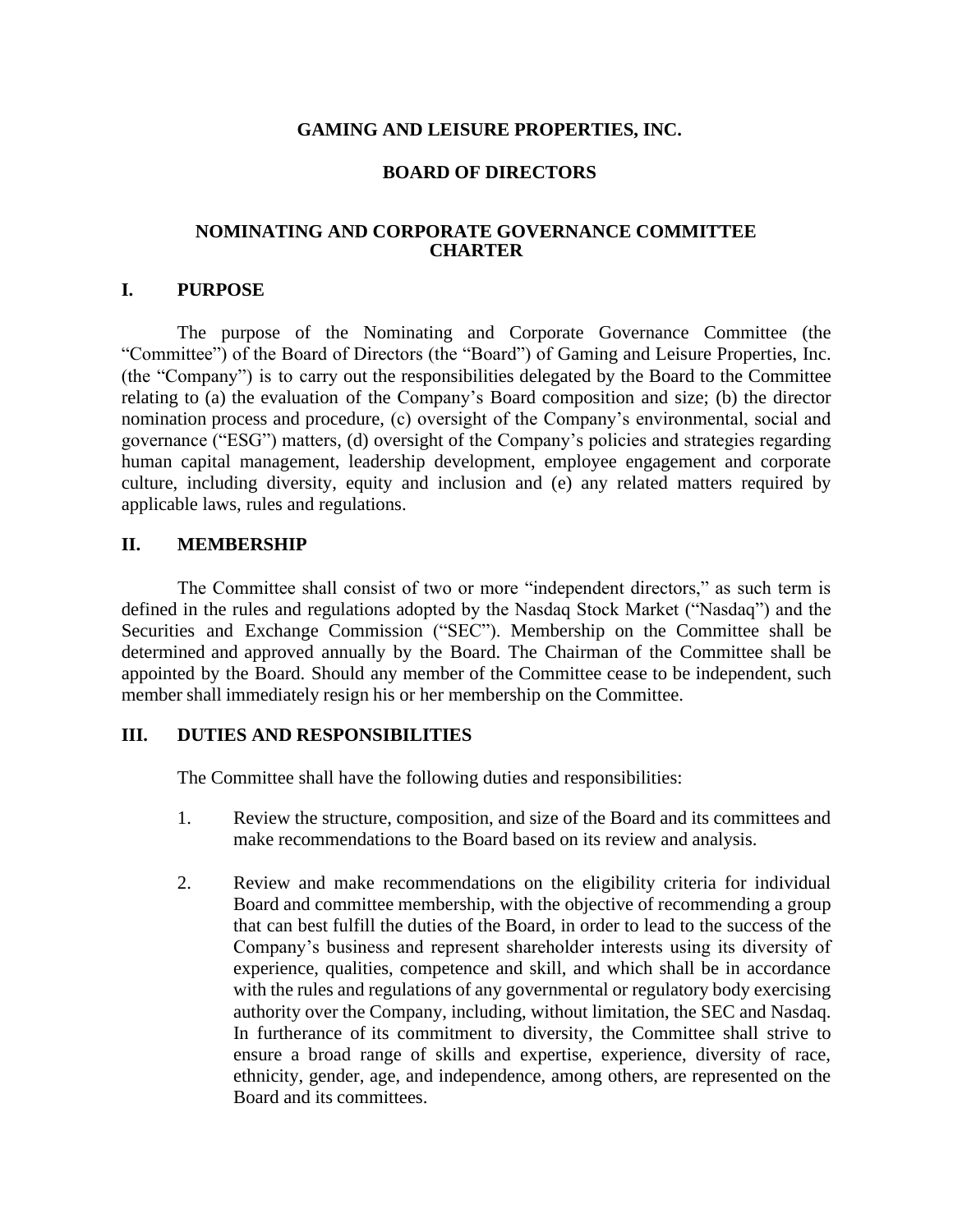**GAMING AND LEISURE PROPERTIES, INC.**

**BOARD OF DIRECTORS**

**NOMINATING AND CORPORATE GOVERNANCE COMMITTEE CHARTER**

## I. PURPOSE

The purpose of the Nominating and Corporate Governance Committee (the "Committee") of the Board of Directors (the "Board") of Gaming and Leisure Properties, Inc. (the "Company") is to carry out the responsibilities delegated by the Board to the Committee relating to (a) the evaluation of the Company's Board composition and size; (b) the director nomination process and procedure, (c) oversight of the Company's environmental, social and governance ("ESG") matters, (d) oversight of the Company's policies and strategies regarding human capital management, leadership development, employee engagement and corporate culture, including diversity, equity and inclusion and (e) any related matters required by applicable laws, rules and regulations.

## II. MEMBERSHIP

The Committee shall consist of two or more "independent directors," as such term is defined in the rules and regulations adopted by the Nasdaq Stock Market ("Nasdaq") and the Securities and Exchange Commission ("SEC"). Membership on the Committee shall be determined and approved annually by the Board. The Chairman of the Committee shall be appointed by the Board. Should any member of the Committee cease to be independent, such member shall immediately resign his or her membership on the Committee.

## III. DUTIES AND RESPONSIBILITIES

The Committee shall have the following duties and responsibilities:

1. Review the structure, composition, and size of the Board and its committees and make recommendations to the Board based on its review and analysis.

2. Review and make recommendations on the eligibility criteria for individual Board and committee membership, with the objective of recommending a group that can best fulfill the duties of the Board, in order to lead to the success of the Company's business and represent shareholder interests using its diversity of experience, qualities, competence and skill, and which shall be in accordance with the rules and regulations of any governmental or regulatory body exercising authority over the Company, including, without limitation, the SEC and Nasdaq. In furtherance of its commitment to diversity, the Committee shall strive to ensure a broad range of skills and expertise, experience, diversity of race, ethnicity, gender, age, and independence, among others, are represented on the Board and its committees.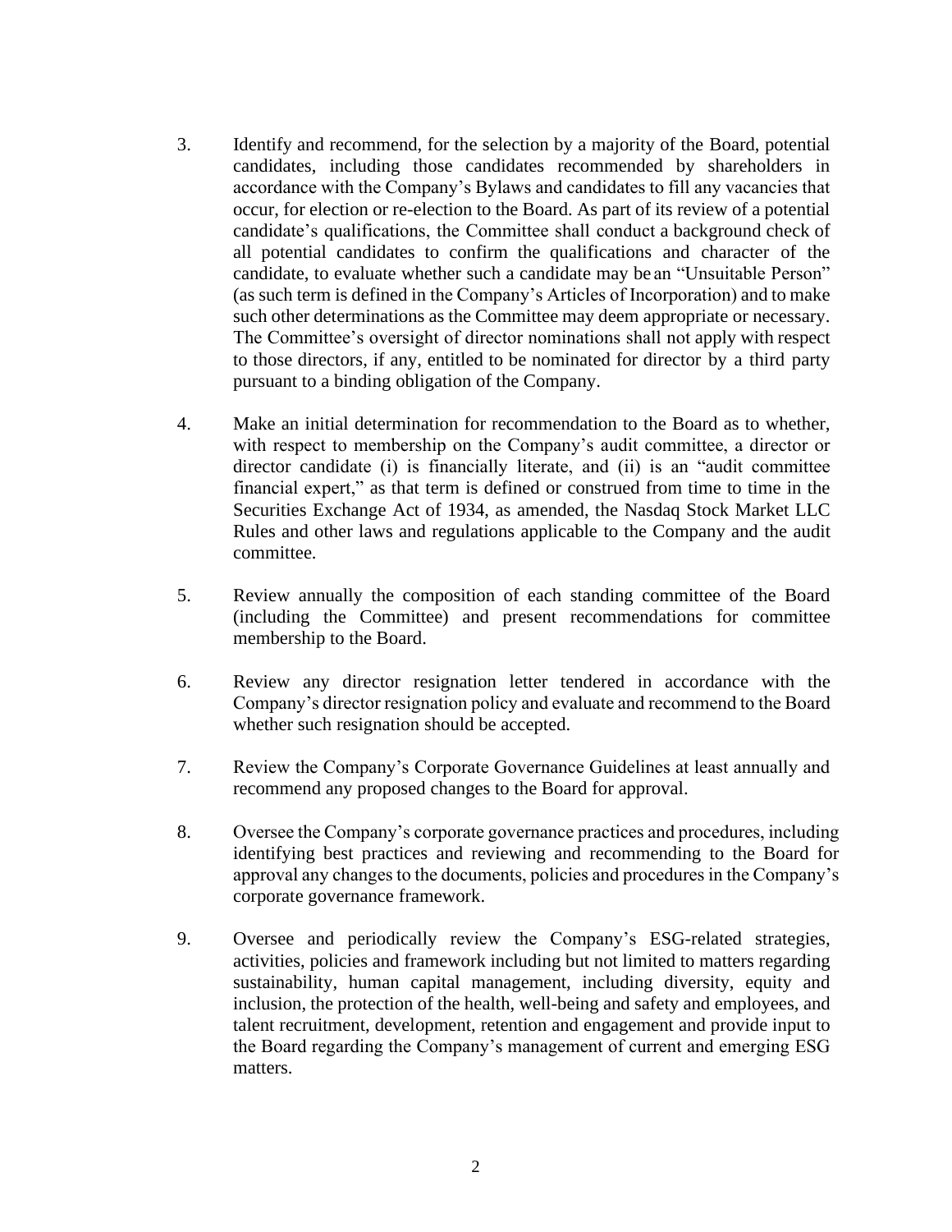3. Identify and recommend, for the selection by a majority of the Board, potential candidates, including those candidates recommended by shareholders in accordance with the Company's Bylaws and candidates to fill any vacancies that occur, for election or re-election to the Board. As part of its review of a potential candidate's qualifications, the Committee shall conduct a background check of all potential candidates to confirm the qualifications and character of the candidate, to evaluate whether such a candidate may be an "Unsuitable Person" (as such term is defined in the Company's Articles of Incorporation) and to make such other determinations as the Committee may deem appropriate or necessary. The Committee's oversight of director nominations shall not apply with respect to those directors, if any, entitled to be nominated for director by a third party pursuant to a binding obligation of the Company.

4. Make an initial determination for recommendation to the Board as to whether, with respect to membership on the Company's audit committee, a director or director candidate (i) is financially literate, and (ii) is an "audit committee financial expert," as that term is defined or construed from time to time in the Securities Exchange Act of 1934, as amended, the Nasdaq Stock Market LLC Rules and other laws and regulations applicable to the Company and the audit committee.

5. Review annually the composition of each standing committee of the Board (including the Committee) and present recommendations for committee membership to the Board.

6. Review any director resignation letter tendered in accordance with the Company's director resignation policy and evaluate and recommend to the Board whether such resignation should be accepted.

7. Review the Company's Corporate Governance Guidelines at least annually and recommend any proposed changes to the Board for approval.

8. Oversee the Company's corporate governance practices and procedures, including identifying best practices and reviewing and recommending to the Board for approval any changes to the documents, policies and procedures in the Company's corporate governance framework.

9. Oversee and periodically review the Company's ESG-related strategies, activities, policies and framework including but not limited to matters regarding sustainability, human capital management, including diversity, equity and inclusion, the protection of the health, well-being and safety and employees, and talent recruitment, development, retention and engagement and provide input to the Board regarding the Company's management of current and emerging ESG matters.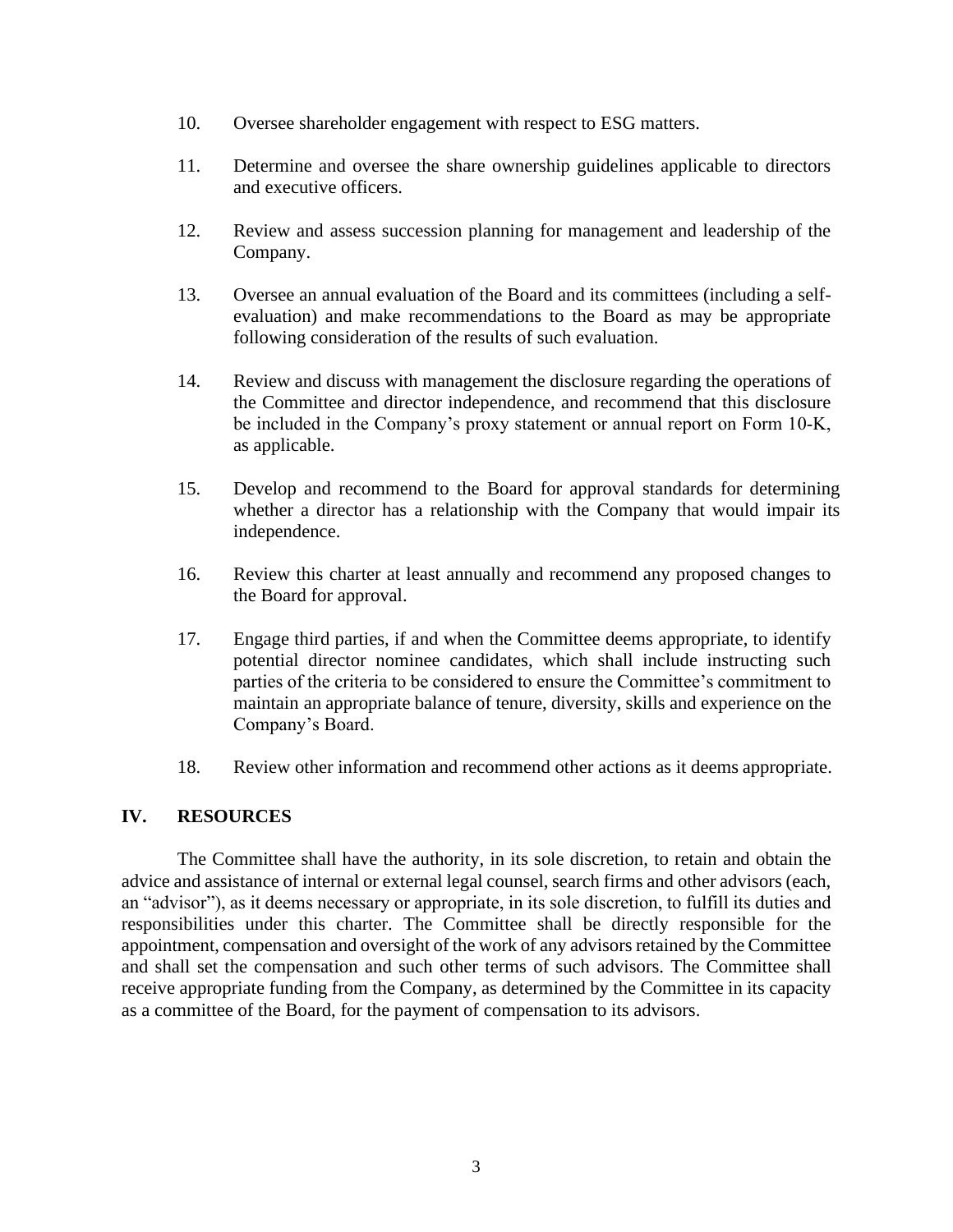10. Oversee shareholder engagement with respect to ESG matters.

11. Determine and oversee the share ownership guidelines applicable to directors and executive officers.

12. Review and assess succession planning for management and leadership of the Company.

13. Oversee an annual evaluation of the Board and its committees (including a self-evaluation) and make recommendations to the Board as may be appropriate following consideration of the results of such evaluation.

14. Review and discuss with management the disclosure regarding the operations of the Committee and director independence, and recommend that this disclosure be included in the Company's proxy statement or annual report on Form 10-K, as applicable.

15. Develop and recommend to the Board for approval standards for determining whether a director has a relationship with the Company that would impair its independence.

16. Review this charter at least annually and recommend any proposed changes to the Board for approval.

17. Engage third parties, if and when the Committee deems appropriate, to identify potential director nominee candidates, which shall include instructing such parties of the criteria to be considered to ensure the Committee's commitment to maintain an appropriate balance of tenure, diversity, skills and experience on the Company's Board.

18. Review other information and recommend other actions as it deems appropriate.

## IV. RESOURCES

The Committee shall have the authority, in its sole discretion, to retain and obtain the advice and assistance of internal or external legal counsel, search firms and other advisors (each, an "advisor"), as it deems necessary or appropriate, in its sole discretion, to fulfill its duties and responsibilities under this charter. The Committee shall be directly responsible for the appointment, compensation and oversight of the work of any advisors retained by the Committee and shall set the compensation and such other terms of such advisors. The Committee shall receive appropriate funding from the Company, as determined by the Committee in its capacity as a committee of the Board, for the payment of compensation to its advisors.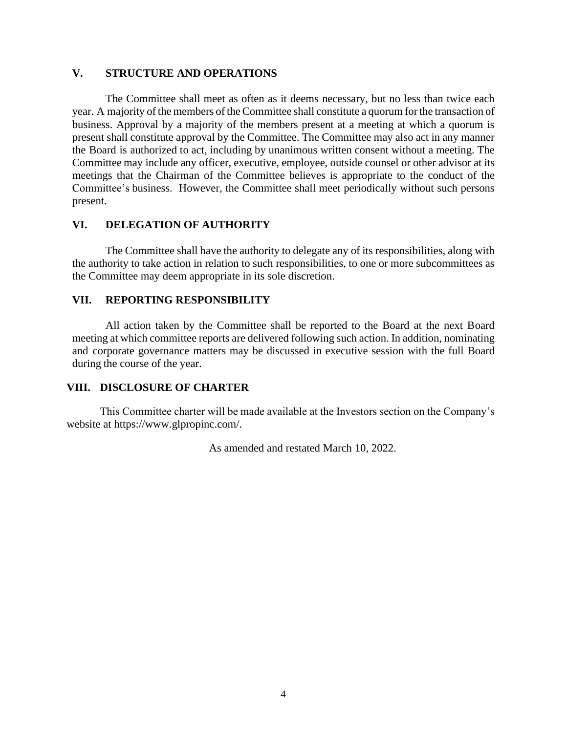## V. STRUCTURE AND OPERATIONS

The Committee shall meet as often as it deems necessary, but no less than twice each year. A majority of the members of the Committee shall constitute a quorum for the transaction of business. Approval by a majority of the members present at a meeting at which a quorum is present shall constitute approval by the Committee. The Committee may also act in any manner the Board is authorized to act, including by unanimous written consent without a meeting. The Committee may include any officer, executive, employee, outside counsel or other advisor at its meetings that the Chairman of the Committee believes is appropriate to the conduct of the Committee's business. However, the Committee shall meet periodically without such persons present.

## VI. DELEGATION OF AUTHORITY

The Committee shall have the authority to delegate any of its responsibilities, along with the authority to take action in relation to such responsibilities, to one or more subcommittees as the Committee may deem appropriate in its sole discretion.

## VII. REPORTING RESPONSIBILITY

All action taken by the Committee shall be reported to the Board at the next Board meeting at which committee reports are delivered following such action. In addition, nominating and corporate governance matters may be discussed in executive session with the full Board during the course of the year.

## VIII. DISCLOSURE OF CHARTER

This Committee charter will be made available at the Investors section on the Company's website at https://www.glpropinc.com/.

As amended and restated March 10, 2022.